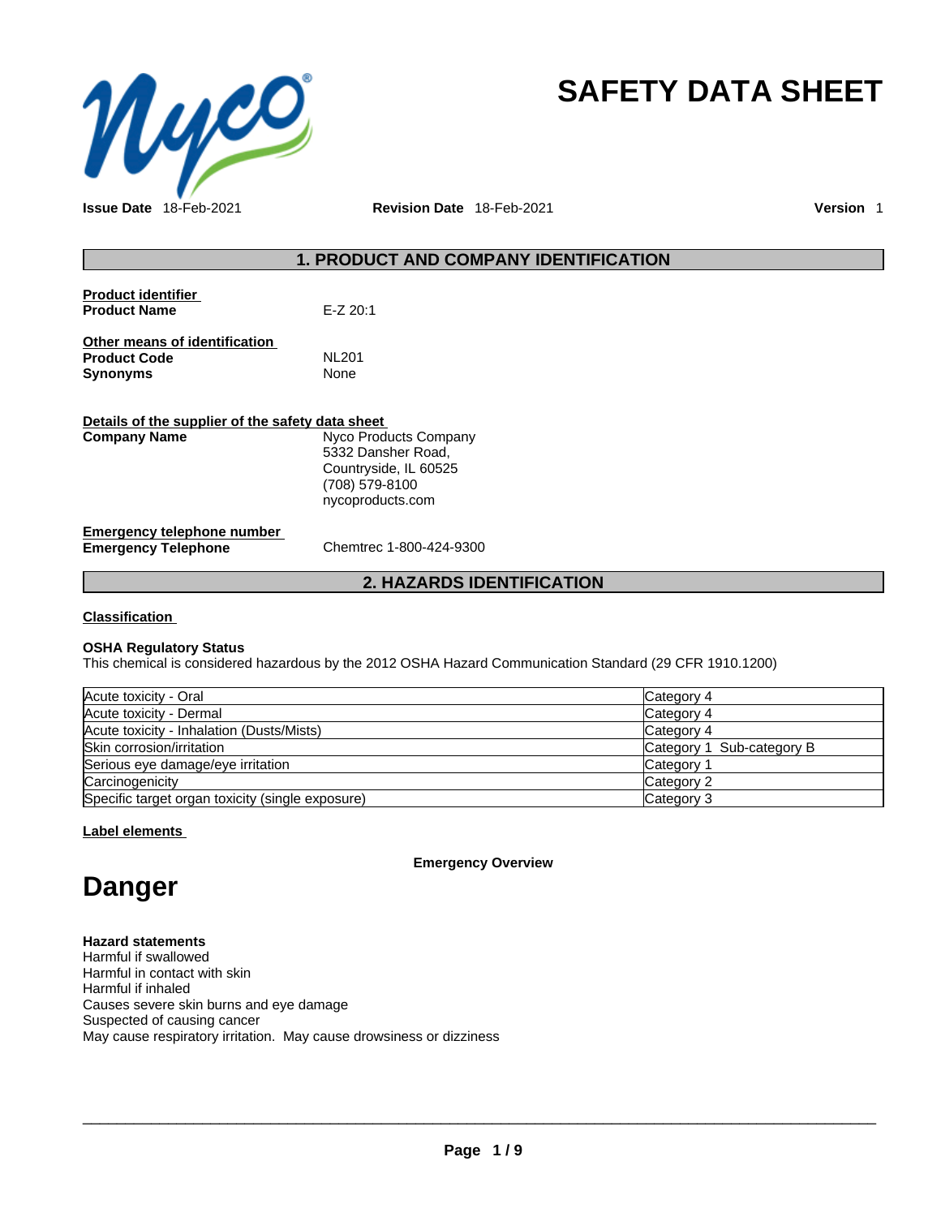# SAFETY DATA SHEET

**Issue Date** 18-Feb-2021 **Revision Date** 18-Feb-2021 **Version** 1

## 1. PRODUCT AND COMPANY IDENTIFICATION

**Product identifier**

| | |
|---|---|
| **Product Name** | E-Z 20:1 |

**Other means of identification**

| | |
|---|---|
| **Product Code** | NL201 |
| **Synonyms** | None |

**Details of the supplier of the safety data sheet**

| | |
|---|---|
| **Company Name** | Nyco Products Company<br>5332 Dansher Road,<br>Countryside, IL 60525<br>(708) 579-8100<br>nycoproducts.com |

**Emergency telephone number**

| | |
|---|---|
| **Emergency Telephone** | Chemtrec 1-800-424-9300 |

## 2. HAZARDS IDENTIFICATION

**Classification**

**OSHA Regulatory Status**
This chemical is considered hazardous by the 2012 OSHA Hazard Communication Standard (29 CFR 1910.1200)

| | |
|---|---|
| Acute toxicity - Oral | Category 4 |
| Acute toxicity - Dermal | Category 4 |
| Acute toxicity - Inhalation (Dusts/Mists) | Category 4 |
| Skin corrosion/irritation | Category 1 Sub-category B |
| Serious eye damage/eye irritation | Category 1 |
| Carcinogenicity | Category 2 |
| Specific target organ toxicity (single exposure) | Category 3 |

**Label elements**

**Emergency Overview**

# Danger

**Hazard statements**
Harmful if swallowed
Harmful in contact with skin
Harmful if inhaled
Causes severe skin burns and eye damage
Suspected of causing cancer
May cause respiratory irritation. May cause drowsiness or dizziness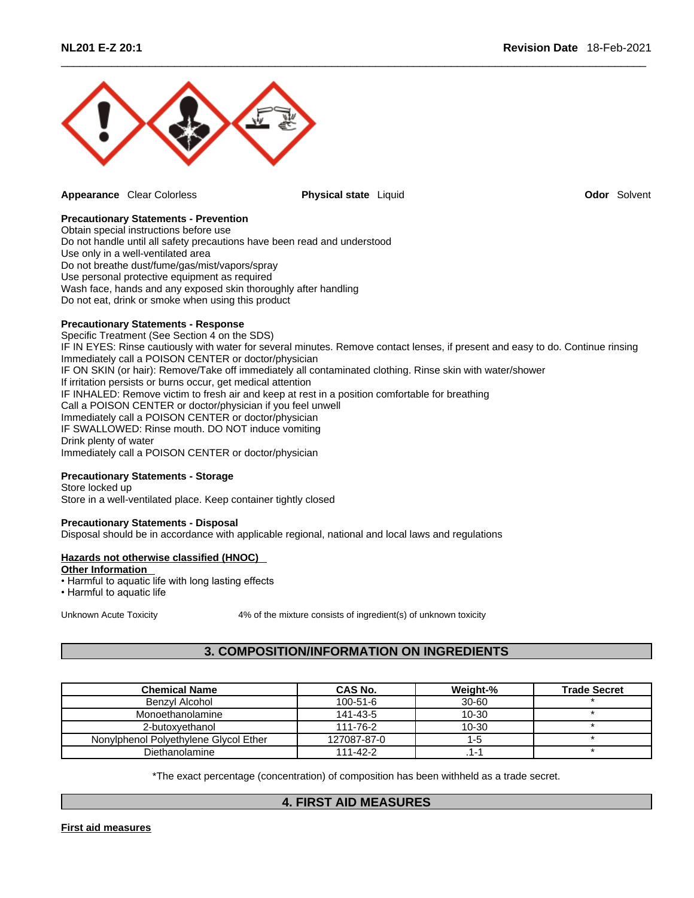**Appearance** Clear Colorless **Physical state** Liquid **Odor** Solvent

**Precautionary Statements - Prevention**
Obtain special instructions before use
Do not handle until all safety precautions have been read and understood
Use only in a well-ventilated area
Do not breathe dust/fume/gas/mist/vapors/spray
Use personal protective equipment as required
Wash face, hands and any exposed skin thoroughly after handling
Do not eat, drink or smoke when using this product

**Precautionary Statements - Response**
Specific Treatment (See Section 4 on the SDS)
IF IN EYES: Rinse cautiously with water for several minutes. Remove contact lenses, if present and easy to do. Continue rinsing
Immediately call a POISON CENTER or doctor/physician
IF ON SKIN (or hair): Remove/Take off immediately all contaminated clothing. Rinse skin with water/shower
If irritation persists or burns occur, get medical attention
IF INHALED: Remove victim to fresh air and keep at rest in a position comfortable for breathing
Call a POISON CENTER or doctor/physician if you feel unwell
Immediately call a POISON CENTER or doctor/physician
IF SWALLOWED: Rinse mouth. DO NOT induce vomiting
Drink plenty of water
Immediately call a POISON CENTER or doctor/physician

**Precautionary Statements - Storage**
Store locked up
Store in a well-ventilated place. Keep container tightly closed

**Precautionary Statements - Disposal**
Disposal should be in accordance with applicable regional, national and local laws and regulations

**Hazards not otherwise classified (HNOC)**
**Other Information**
- Harmful to aquatic life with long lasting effects
- Harmful to aquatic life

Unknown Acute Toxicity 4% of the mixture consists of ingredient(s) of unknown toxicity

## 3. COMPOSITION/INFORMATION ON INGREDIENTS

| Chemical Name | CAS No. | Weight-% | Trade Secret |
|---|---|---|---|
| Benzyl Alcohol | 100-51-6 | 30-60 | * |
| Monoethanolamine | 141-43-5 | 10-30 | * |
| 2-butoxyethanol | 111-76-2 | 10-30 | * |
| Nonylphenol Polyethylene Glycol Ether | 127087-87-0 | 1-5 | * |
| Diethanolamine | 111-42-2 | .1-1 | * |

*The exact percentage (concentration) of composition has been withheld as a trade secret.

## 4. FIRST AID MEASURES

**First aid measures**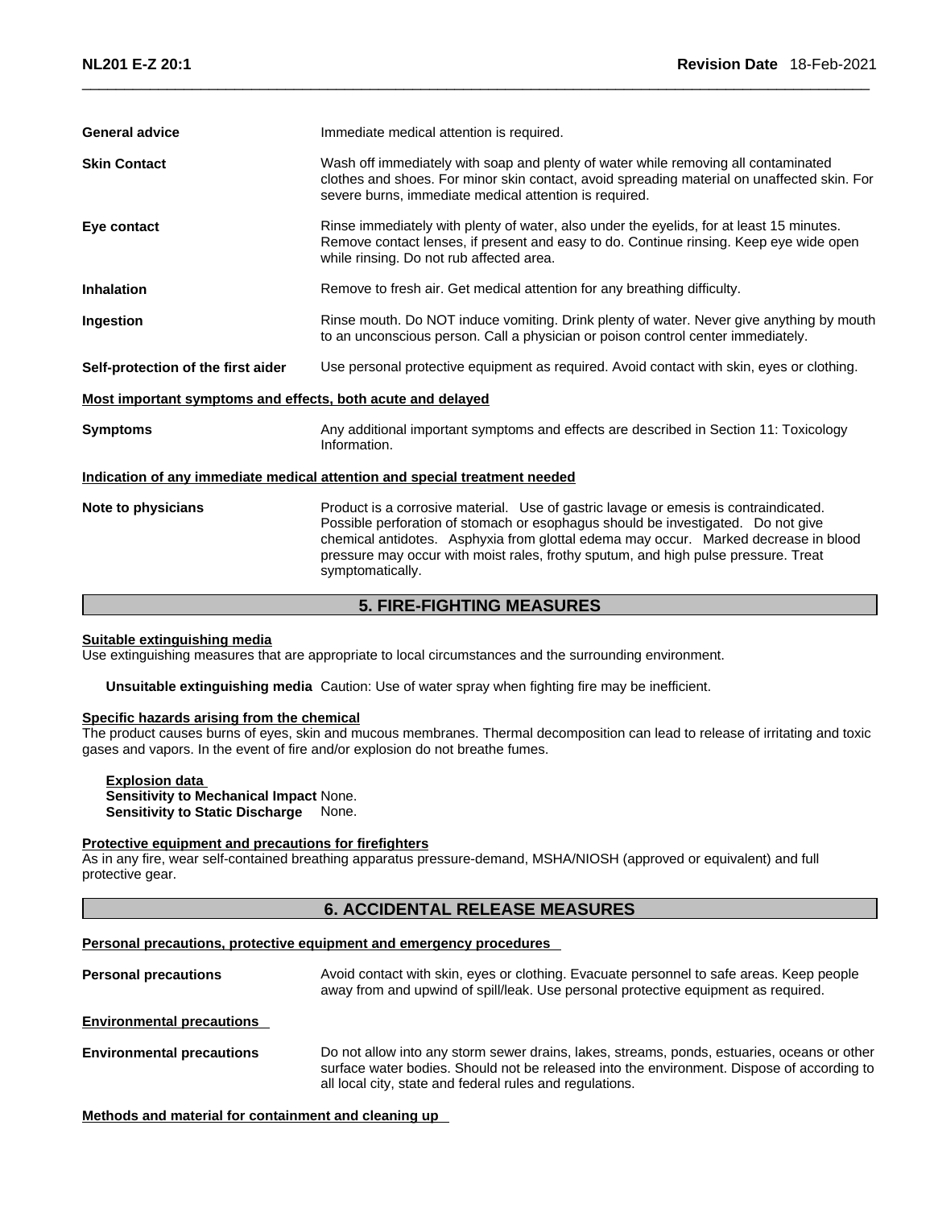**General advice** Immediate medical attention is required.

**Skin Contact** Wash off immediately with soap and plenty of water while removing all contaminated clothes and shoes. For minor skin contact, avoid spreading material on unaffected skin. For severe burns, immediate medical attention is required.

**Eye contact** Rinse immediately with plenty of water, also under the eyelids, for at least 15 minutes. Remove contact lenses, if present and easy to do. Continue rinsing. Keep eye wide open while rinsing. Do not rub affected area.

**Inhalation** Remove to fresh air. Get medical attention for any breathing difficulty.

**Ingestion** Rinse mouth. Do NOT induce vomiting. Drink plenty of water. Never give anything by mouth to an unconscious person. Call a physician or poison control center immediately.

**Self-protection of the first aider** Use personal protective equipment as required. Avoid contact with skin, eyes or clothing.

**Most important symptoms and effects, both acute and delayed**

**Symptoms** Any additional important symptoms and effects are described in Section 11: Toxicology Information.

**Indication of any immediate medical attention and special treatment needed**

**Note to physicians** Product is a corrosive material. Use of gastric lavage or emesis is contraindicated. Possible perforation of stomach or esophagus should be investigated. Do not give chemical antidotes. Asphyxia from glottal edema may occur. Marked decrease in blood pressure may occur with moist rales, frothy sputum, and high pulse pressure. Treat symptomatically.

## 5. FIRE-FIGHTING MEASURES

**Suitable extinguishing media**

Use extinguishing measures that are appropriate to local circumstances and the surrounding environment.

**Unsuitable extinguishing media** Caution: Use of water spray when fighting fire may be inefficient.

**Specific hazards arising from the chemical**

The product causes burns of eyes, skin and mucous membranes. Thermal decomposition can lead to release of irritating and toxic gases and vapors. In the event of fire and/or explosion do not breathe fumes.

**Explosion data**

**Sensitivity to Mechanical Impact** None.

**Sensitivity to Static Discharge** None.

**Protective equipment and precautions for firefighters**

As in any fire, wear self-contained breathing apparatus pressure-demand, MSHA/NIOSH (approved or equivalent) and full protective gear.

## 6. ACCIDENTAL RELEASE MEASURES

**Personal precautions, protective equipment and emergency procedures**

**Personal precautions** Avoid contact with skin, eyes or clothing. Evacuate personnel to safe areas. Keep people away from and upwind of spill/leak. Use personal protective equipment as required.

**Environmental precautions**

**Environmental precautions** Do not allow into any storm sewer drains, lakes, streams, ponds, estuaries, oceans or other surface water bodies. Should not be released into the environment. Dispose of according to all local city, state and federal rules and regulations.

**Methods and material for containment and cleaning up**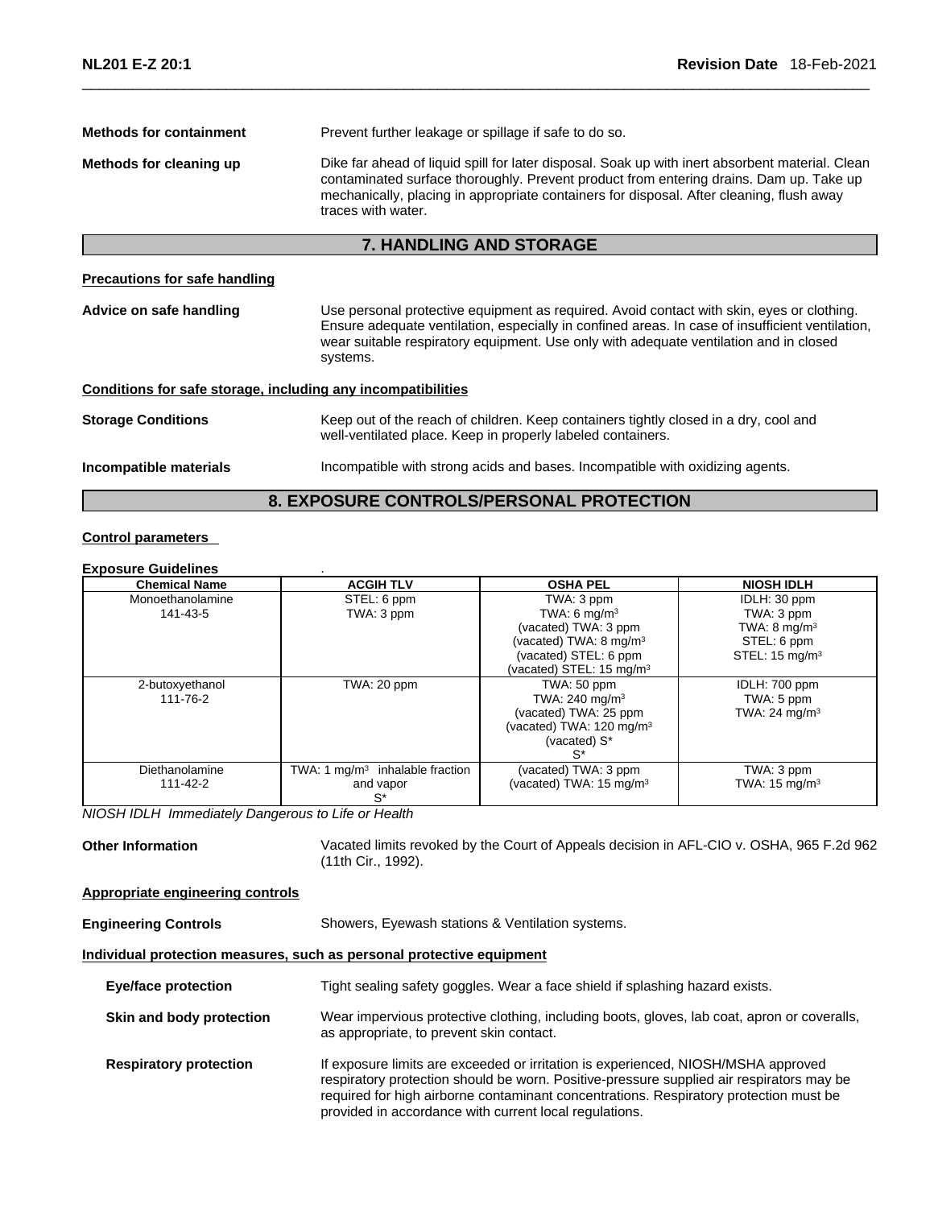**Methods for containment** Prevent further leakage or spillage if safe to do so.

**Methods for cleaning up** Dike far ahead of liquid spill for later disposal. Soak up with inert absorbent material. Clean contaminated surface thoroughly. Prevent product from entering drains. Dam up. Take up mechanically, placing in appropriate containers for disposal. After cleaning, flush away traces with water.

## 7. HANDLING AND STORAGE

**Precautions for safe handling**

**Advice on safe handling** Use personal protective equipment as required. Avoid contact with skin, eyes or clothing. Ensure adequate ventilation, especially in confined areas. In case of insufficient ventilation, wear suitable respiratory equipment. Use only with adequate ventilation and in closed systems.

**Conditions for safe storage, including any incompatibilities**

**Storage Conditions** Keep out of the reach of children. Keep containers tightly closed in a dry, cool and well-ventilated place. Keep in properly labeled containers.

**Incompatible materials** Incompatible with strong acids and bases. Incompatible with oxidizing agents.

## 8. EXPOSURE CONTROLS/PERSONAL PROTECTION

**Control parameters**

**Exposure Guidelines** .

| Chemical Name | ACGIH TLV | OSHA PEL | NIOSH IDLH |
|---|---|---|---|
| Monoethanolamine<br>141-43-5 | STEL: 6 ppm<br>TWA: 3 ppm | TWA: 3 ppm<br>TWA: 6 mg/m³<br>(vacated) TWA: 3 ppm<br>(vacated) TWA: 8 mg/m³<br>(vacated) STEL: 6 ppm<br>(vacated) STEL: 15 mg/m³ | IDLH: 30 ppm<br>TWA: 3 ppm<br>TWA: 8 mg/m³<br>STEL: 6 ppm<br>STEL: 15 mg/m³ |
| 2-butoxyethanol<br>111-76-2 | TWA: 20 ppm | TWA: 50 ppm<br>TWA: 240 mg/m³<br>(vacated) TWA: 25 ppm<br>(vacated) TWA: 120 mg/m³<br>(vacated) S*<br>S* | IDLH: 700 ppm<br>TWA: 5 ppm<br>TWA: 24 mg/m³ |
| Diethanolamine<br>111-42-2 | TWA: 1 mg/m³ inhalable fraction and vapor<br>S* | (vacated) TWA: 3 ppm<br>(vacated) TWA: 15 mg/m³ | TWA: 3 ppm<br>TWA: 15 mg/m³ |

*NIOSH IDLH Immediately Dangerous to Life or Health*

**Other Information** Vacated limits revoked by the Court of Appeals decision in AFL-CIO v. OSHA, 965 F.2d 962 (11th Cir., 1992).

**Appropriate engineering controls**

**Engineering Controls** Showers, Eyewash stations & Ventilation systems.

**Individual protection measures, such as personal protective equipment**

**Eye/face protection** Tight sealing safety goggles. Wear a face shield if splashing hazard exists.

**Skin and body protection** Wear impervious protective clothing, including boots, gloves, lab coat, apron or coveralls, as appropriate, to prevent skin contact.

**Respiratory protection** If exposure limits are exceeded or irritation is experienced, NIOSH/MSHA approved respiratory protection should be worn. Positive-pressure supplied air respirators may be required for high airborne contaminant concentrations. Respiratory protection must be provided in accordance with current local regulations.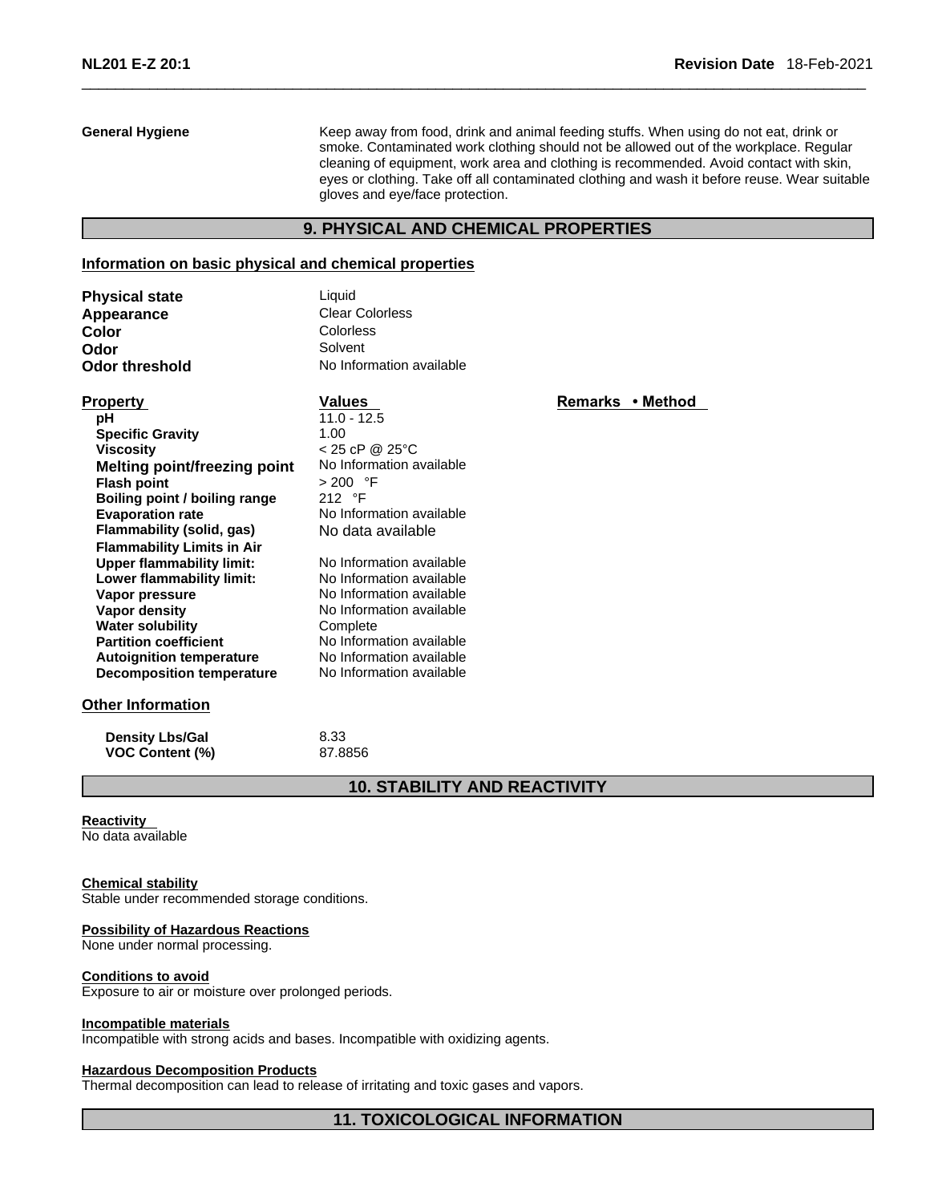**General Hygiene**

Keep away from food, drink and animal feeding stuffs. When using do not eat, drink or smoke. Contaminated work clothing should not be allowed out of the workplace. Regular cleaning of equipment, work area and clothing is recommended. Avoid contact with skin, eyes or clothing. Take off all contaminated clothing and wash it before reuse. Wear suitable gloves and eye/face protection.

## 9. PHYSICAL AND CHEMICAL PROPERTIES

### Information on basic physical and chemical properties

| | |
|---|---|
| **Physical state** | Liquid |
| **Appearance** | Clear Colorless |
| **Color** | Colorless |
| **Odor** | Solvent |
| **Odor threshold** | No Information available |

| Property | Values | Remarks • Method |
|---|---|---|
| **pH** | 11.0 - 12.5 | |
| **Specific Gravity** | 1.00 | |
| **Viscosity** | < 25 cP @ 25°C | |
| **Melting point/freezing point** | No Information available | |
| **Flash point** | > 200 °F | |
| **Boiling point / boiling range** | 212 °F | |
| **Evaporation rate** | No Information available | |
| **Flammability (solid, gas)** | No data available | |
| **Flammability Limits in Air** | | |
| **Upper flammability limit:** | No Information available | |
| **Lower flammability limit:** | No Information available | |
| **Vapor pressure** | No Information available | |
| **Vapor density** | No Information available | |
| **Water solubility** | Complete | |
| **Partition coefficient** | No Information available | |
| **Autoignition temperature** | No Information available | |
| **Decomposition temperature** | No Information available | |

### Other Information

| | |
|---|---|
| **Density Lbs/Gal** | 8.33 |
| **VOC Content (%)** | 87.8856 |

## 10. STABILITY AND REACTIVITY

**Reactivity**

No data available

**Chemical stability**

Stable under recommended storage conditions.

**Possibility of Hazardous Reactions**

None under normal processing.

**Conditions to avoid**

Exposure to air or moisture over prolonged periods.

**Incompatible materials**

Incompatible with strong acids and bases. Incompatible with oxidizing agents.

**Hazardous Decomposition Products**

Thermal decomposition can lead to release of irritating and toxic gases and vapors.

## 11. TOXICOLOGICAL INFORMATION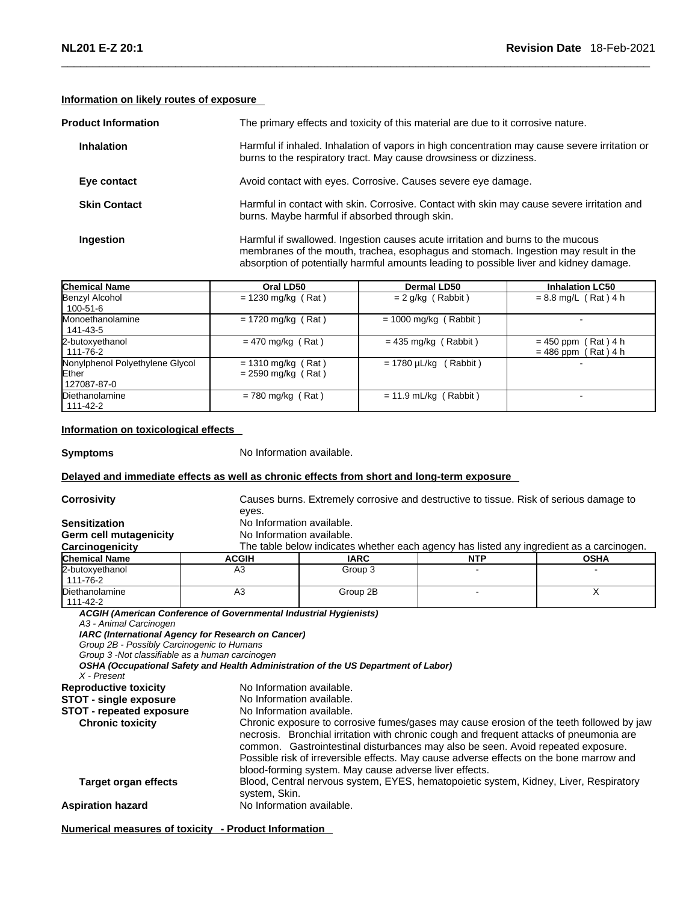### Information on likely routes of exposure

**Product Information** The primary effects and toxicity of this material are due to it corrosive nature.

**Inhalation** Harmful if inhaled. Inhalation of vapors in high concentration may cause severe irritation or burns to the respiratory tract. May cause drowsiness or dizziness.

**Eye contact** Avoid contact with eyes. Corrosive. Causes severe eye damage.

**Skin Contact** Harmful in contact with skin. Corrosive. Contact with skin may cause severe irritation and burns. Maybe harmful if absorbed through skin.

**Ingestion** Harmful if swallowed. Ingestion causes acute irritation and burns to the mucous membranes of the mouth, trachea, esophagus and stomach. Ingestion may result in the absorption of potentially harmful amounts leading to possible liver and kidney damage.

| Chemical Name | Oral LD50 | Dermal LD50 | Inhalation LC50 |
|---|---|---|---|
| Benzyl Alcohol 100-51-6 | = 1230 mg/kg ( Rat ) | = 2 g/kg ( Rabbit ) | = 8.8 mg/L ( Rat ) 4 h |
| Monoethanolamine 141-43-5 | = 1720 mg/kg ( Rat ) | = 1000 mg/kg ( Rabbit ) | - |
| 2-butoxyethanol 111-76-2 | = 470 mg/kg ( Rat ) | = 435 mg/kg ( Rabbit ) | = 450 ppm ( Rat ) 4 h = 486 ppm ( Rat ) 4 h |
| Nonylphenol Polyethylene Glycol Ether 127087-87-0 | = 1310 mg/kg ( Rat ) = 2590 mg/kg ( Rat ) | = 1780 µL/kg ( Rabbit ) | - |
| Diethanolamine 111-42-2 | = 780 mg/kg ( Rat ) | = 11.9 mL/kg ( Rabbit ) | - |

### Information on toxicological effects

**Symptoms** No Information available.

### Delayed and immediate effects as well as chronic effects from short and long-term exposure

**Corrosivity** Causes burns. Extremely corrosive and destructive to tissue. Risk of serious damage to eyes.

**Sensitization** No Information available.

**Germ cell mutagenicity** No Information available.

**Carcinogenicity** The table below indicates whether each agency has listed any ingredient as a carcinogen.

| Chemical Name | ACGIH | IARC | NTP | OSHA |
|---|---|---|---|---|
| 2-butoxyethanol 111-76-2 | A3 | Group 3 | - | - |
| Diethanolamine 111-42-2 | A3 | Group 2B | - | X |

***ACGIH (American Conference of Governmental Industrial Hygienists)***
*A3 - Animal Carcinogen*
***IARC (International Agency for Research on Cancer)***
*Group 2B - Possibly Carcinogenic to Humans*
*Group 3 -Not classifiable as a human carcinogen*
***OSHA (Occupational Safety and Health Administration of the US Department of Labor)***
*X - Present*

**Reproductive toxicity** No Information available.

**STOT - single exposure** No Information available.

**STOT - repeated exposure** No Information available.

**Chronic toxicity** Chronic exposure to corrosive fumes/gases may cause erosion of the teeth followed by jaw necrosis. Bronchial irritation with chronic cough and frequent attacks of pneumonia are common. Gastrointestinal disturbances may also be seen. Avoid repeated exposure. Possible risk of irreversible effects. May cause adverse effects on the bone marrow and blood-forming system. May cause adverse liver effects.

**Target organ effects** Blood, Central nervous system, EYES, hematopoietic system, Kidney, Liver, Respiratory system, Skin.

**Aspiration hazard** No Information available.

### Numerical measures of toxicity - Product Information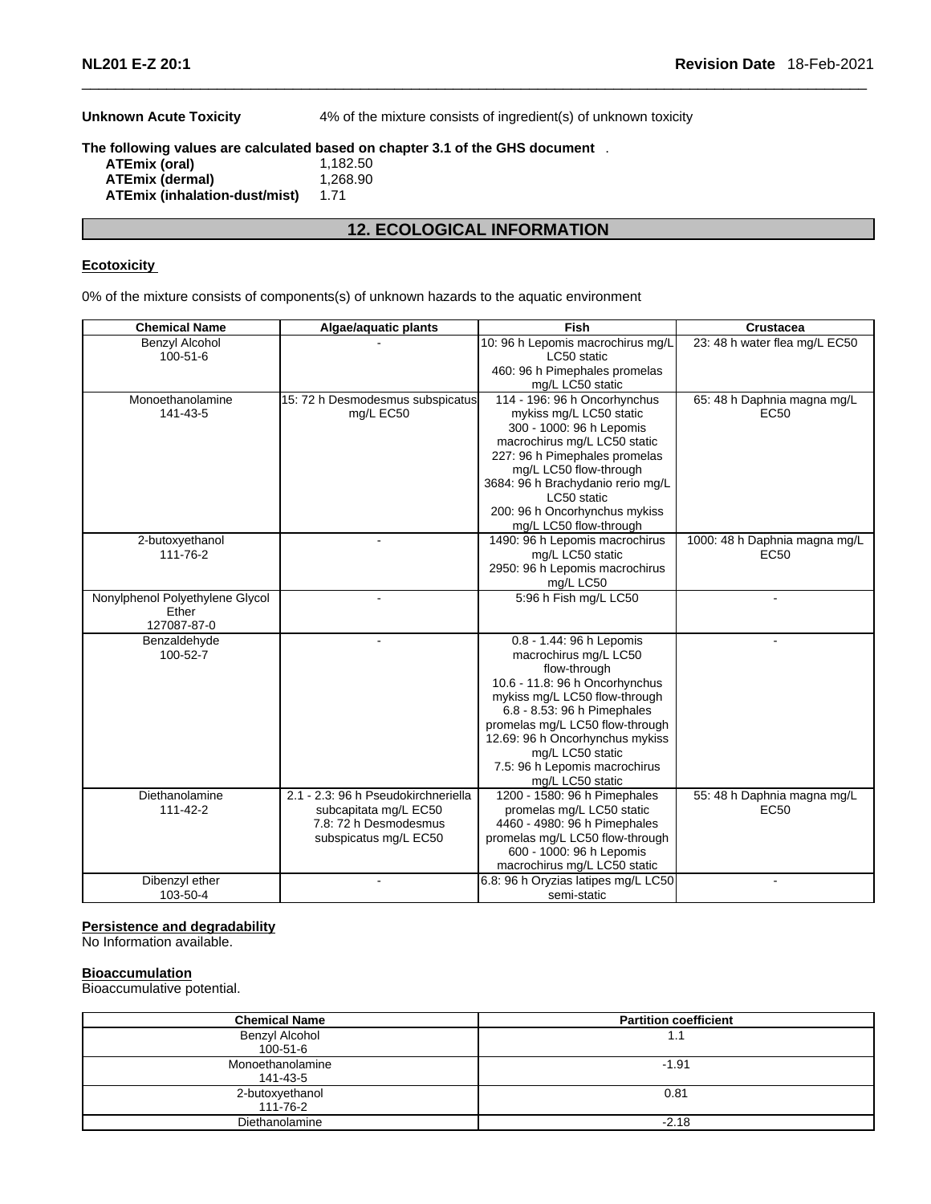**Unknown Acute Toxicity** 4% of the mixture consists of ingredient(s) of unknown toxicity

**The following values are calculated based on chapter 3.1 of the GHS document** .

**ATEmix (oral)** 1,182.50
**ATEmix (dermal)** 1,268.90
**ATEmix (inhalation-dust/mist)** 1.71

## 12. ECOLOGICAL INFORMATION

**Ecotoxicity**

0% of the mixture consists of components(s) of unknown hazards to the aquatic environment

| Chemical Name | Algae/aquatic plants | Fish | Crustacea |
|---|---|---|---|
| Benzyl Alcohol 100-51-6 | - | 10: 96 h Lepomis macrochirus mg/L LC50 static 460: 96 h Pimephales promelas mg/L LC50 static | 23: 48 h water flea mg/L EC50 |
| Monoethanolamine 141-43-5 | 15: 72 h Desmodesmus subspicatus mg/L EC50 | 114 - 196: 96 h Oncorhynchus mykiss mg/L LC50 static 300 - 1000: 96 h Lepomis macrochirus mg/L LC50 static 227: 96 h Pimephales promelas mg/L LC50 flow-through 3684: 96 h Brachydanio rerio mg/L LC50 static 200: 96 h Oncorhynchus mykiss mg/L LC50 flow-through | 65: 48 h Daphnia magna mg/L EC50 |
| 2-butoxyethanol 111-76-2 | - | 1490: 96 h Lepomis macrochirus mg/L LC50 static 2950: 96 h Lepomis macrochirus mg/L LC50 | 1000: 48 h Daphnia magna mg/L EC50 |
| Nonylphenol Polyethylene Glycol Ether 127087-87-0 | - | 5:96 h Fish mg/L LC50 | - |
| Benzaldehyde 100-52-7 | - | 0.8 - 1.44: 96 h Lepomis macrochirus mg/L LC50 flow-through 10.6 - 11.8: 96 h Oncorhynchus mykiss mg/L LC50 flow-through 6.8 - 8.53: 96 h Pimephales promelas mg/L LC50 flow-through 12.69: 96 h Oncorhynchus mykiss mg/L LC50 static 7.5: 96 h Lepomis macrochirus mg/L LC50 static | - |
| Diethanolamine 111-42-2 | 2.1 - 2.3: 96 h Pseudokirchneriella subcapitata mg/L EC50 7.8: 72 h Desmodesmus subspicatus mg/L EC50 | 1200 - 1580: 96 h Pimephales promelas mg/L LC50 static 4460 - 4980: 96 h Pimephales promelas mg/L LC50 flow-through 600 - 1000: 96 h Lepomis macrochirus mg/L LC50 static | 55: 48 h Daphnia magna mg/L EC50 |
| Dibenzyl ether 103-50-4 | - | 6.8: 96 h Oryzias latipes mg/L LC50 semi-static | - |

**Persistence and degradability**
No Information available.

**Bioaccumulation**
Bioaccumulative potential.

| Chemical Name | Partition coefficient |
|---|---|
| Benzyl Alcohol 100-51-6 | 1.1 |
| Monoethanolamine 141-43-5 | -1.91 |
| 2-butoxyethanol 111-76-2 | 0.81 |
| Diethanolamine | -2.18 |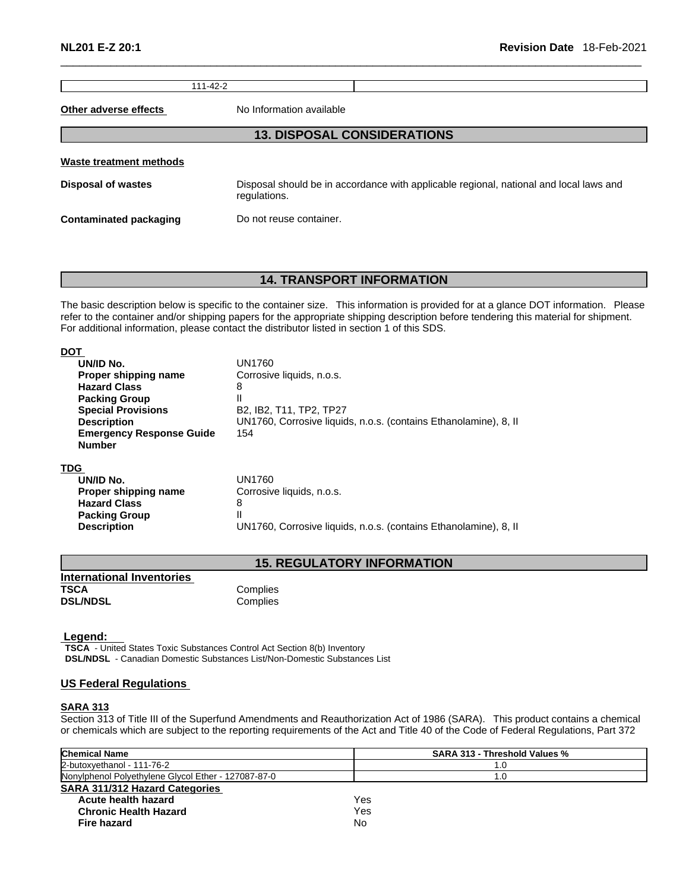| 111-42-2 | |
|---|---|

**Other adverse effects** No Information available

## 13. DISPOSAL CONSIDERATIONS

**Waste treatment methods**

**Disposal of wastes** Disposal should be in accordance with applicable regional, national and local laws and regulations.

**Contaminated packaging** Do not reuse container.

## 14. TRANSPORT INFORMATION

The basic description below is specific to the container size. This information is provided for at a glance DOT information. Please refer to the container and/or shipping papers for the appropriate shipping description before tendering this material for shipment. For additional information, please contact the distributor listed in section 1 of this SDS.

**DOT**

| | |
|---|---|
| **UN/ID No.** | UN1760 |
| **Proper shipping name** | Corrosive liquids, n.o.s. |
| **Hazard Class** | 8 |
| **Packing Group** | II |
| **Special Provisions** | B2, IB2, T11, TP2, TP27 |
| **Description** | UN1760, Corrosive liquids, n.o.s. (contains Ethanolamine), 8, II |
| **Emergency Response Guide Number** | 154 |

**TDG**

| | |
|---|---|
| **UN/ID No.** | UN1760 |
| **Proper shipping name** | Corrosive liquids, n.o.s. |
| **Hazard Class** | 8 |
| **Packing Group** | II |
| **Description** | UN1760, Corrosive liquids, n.o.s. (contains Ethanolamine), 8, II |

## 15. REGULATORY INFORMATION

**International Inventories**

| | |
|---|---|
| **TSCA** | Complies |
| **DSL/NDSL** | Complies |

**Legend:**

**TSCA** - United States Toxic Substances Control Act Section 8(b) Inventory
**DSL/NDSL** - Canadian Domestic Substances List/Non-Domestic Substances List

### US Federal Regulations

**SARA 313**

Section 313 of Title III of the Superfund Amendments and Reauthorization Act of 1986 (SARA). This product contains a chemical or chemicals which are subject to the reporting requirements of the Act and Title 40 of the Code of Federal Regulations, Part 372

| Chemical Name | SARA 313 - Threshold Values % |
|---|---|
| 2-butoxyethanol - 111-76-2 | 1.0 |
| Nonylphenol Polyethylene Glycol Ether - 127087-87-0 | 1.0 |

**SARA 311/312 Hazard Categories**

| | |
|---|---|
| **Acute health hazard** | Yes |
| **Chronic Health Hazard** | Yes |
| **Fire hazard** | No |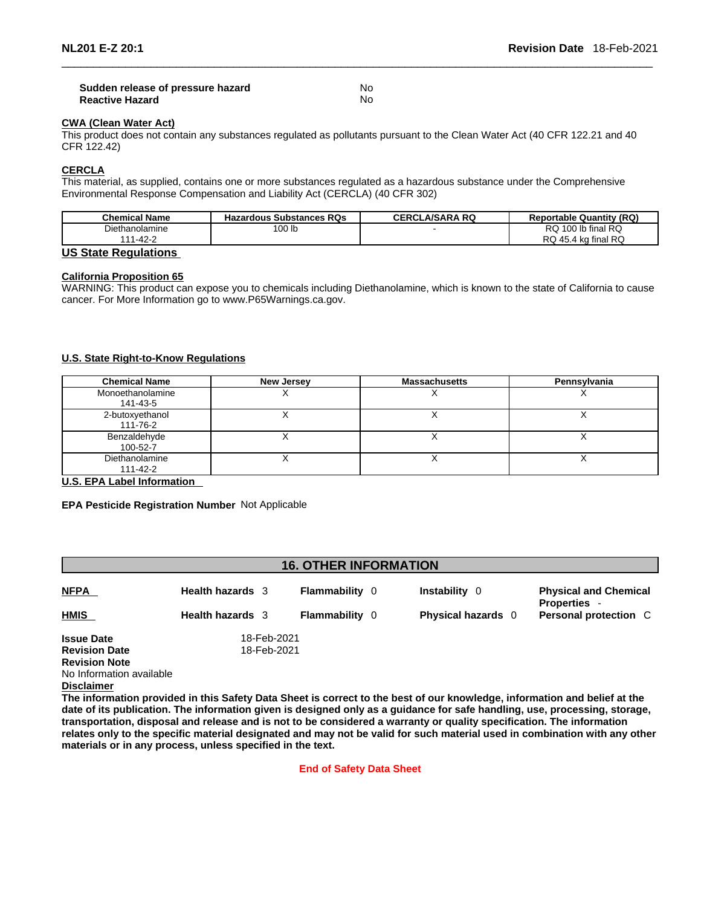**Sudden release of pressure hazard** No
**Reactive Hazard** No

**CWA (Clean Water Act)**
This product does not contain any substances regulated as pollutants pursuant to the Clean Water Act (40 CFR 122.21 and 40 CFR 122.42)

**CERCLA**
This material, as supplied, contains one or more substances regulated as a hazardous substance under the Comprehensive Environmental Response Compensation and Liability Act (CERCLA) (40 CFR 302)

| Chemical Name | Hazardous Substances RQs | CERCLA/SARA RQ | Reportable Quantity (RQ) |
|---|---|---|---|
| Diethanolamine 111-42-2 | 100 lb | - | RQ 100 lb final RQ RQ 45.4 kg final RQ |

## US State Regulations

**California Proposition 65**
WARNING: This product can expose you to chemicals including Diethanolamine, which is known to the state of California to cause cancer. For More Information go to www.P65Warnings.ca.gov.

**U.S. State Right-to-Know Regulations**

| Chemical Name | New Jersey | Massachusetts | Pennsylvania |
|---|---|---|---|
| Monoethanolamine 141-43-5 | X | X | X |
| 2-butoxyethanol 111-76-2 | X | X | X |
| Benzaldehyde 100-52-7 | X | X | X |
| Diethanolamine 111-42-2 | X | X | X |

**U.S. EPA Label Information**

**EPA Pesticide Registration Number** Not Applicable

## 16. OTHER INFORMATION

| | | | | |
|---|---|---|---|---|
| **NFPA** | **Health hazards** 3 | **Flammability** 0 | **Instability** 0 | **Physical and Chemical Properties** - |
| **HMIS** | **Health hazards** 3 | **Flammability** 0 | **Physical hazards** 0 | **Personal protection** C |

**Issue Date** 18-Feb-2021
**Revision Date** 18-Feb-2021
**Revision Note**
No Information available

**Disclaimer**
**The information provided in this Safety Data Sheet is correct to the best of our knowledge, information and belief at the date of its publication. The information given is designed only as a guidance for safe handling, use, processing, storage, transportation, disposal and release and is not to be considered a warranty or quality specification. The information relates only to the specific material designated and may not be valid for such material used in combination with any other materials or in any process, unless specified in the text.**

**End of Safety Data Sheet**